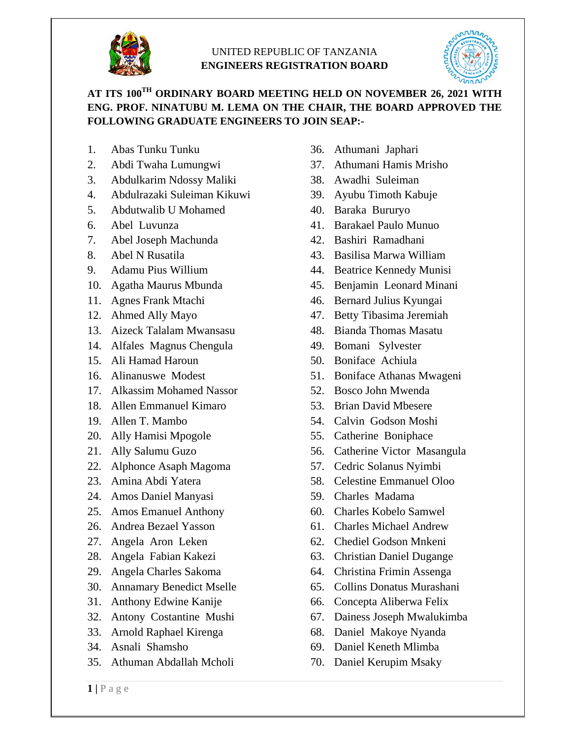UNITED REPUBLIC OF TANZANIA

**ENGINEERS REGISTRATION BOARD**

**AT ITS 100TH ORDINARY BOARD MEETING HELD ON NOVEMBER 26, 2021 WITH ENG. PROF. NINATUBU M. LEMA ON THE CHAIR, THE BOARD APPROVED THE FOLLOWING GRADUATE ENGINEERS TO JOIN SEAP:-**

1. Abas Tunku Tunku
2. Abdi Twaha Lumungwi
3. Abdulkarim Ndossy Maliki
4. Abdulrazaki Suleiman Kikuwi
5. Abdutwalib U Mohamed
6. Abel Luvunza
7. Abel Joseph Machunda
8. Abel N Rusatila
9. Adamu Pius Willium
10. Agatha Maurus Mbunda
11. Agnes Frank Mtachi
12. Ahmed Ally Mayo
13. Aizeck Talalam Mwansasu
14. Alfales Magnus Chengula
15. Ali Hamad Haroun
16. Alinanuswe Modest
17. Alkassim Mohamed Nassor
18. Allen Emmanuel Kimaro
19. Allen T. Mambo
20. Ally Hamisi Mpogole
21. Ally Salumu Guzo
22. Alphonce Asaph Magoma
23. Amina Abdi Yatera
24. Amos Daniel Manyasi
25. Amos Emanuel Anthony
26. Andrea Bezael Yasson
27. Angela Aron Leken
28. Angela Fabian Kakezi
29. Angela Charles Sakoma
30. Annamary Benedict Mselle
31. Anthony Edwine Kanije
32. Antony Costantine Mushi
33. Arnold Raphael Kirenga
34. Asnali Shamsho
35. Athuman Abdallah Mcholi
36. Athumani Japhari
37. Athumani Hamis Mrisho
38. Awadhi Suleiman
39. Ayubu Timoth Kabuje
40. Baraka Bururyo
41. Barakael Paulo Munuo
42. Bashiri Ramadhani
43. Basilisa Marwa William
44. Beatrice Kennedy Munisi
45. Benjamin Leonard Minani
46. Bernard Julius Kyungai
47. Betty Tibasima Jeremiah
48. Bianda Thomas Masatu
49. Bomani Sylvester
50. Boniface Achiula
51. Boniface Athanas Mwageni
52. Bosco John Mwenda
53. Brian David Mbesere
54. Calvin Godson Moshi
55. Catherine Boniphace
56. Catherine Victor Masangula
57. Cedric Solanus Nyimbi
58. Celestine Emmanuel Oloo
59. Charles Madama
60. Charles Kobelo Samwel
61. Charles Michael Andrew
62. Chediel Godson Mnkeni
63. Christian Daniel Dugange
64. Christina Frimin Assenga
65. Collins Donatus Murashani
66. Concepta Aliberwa Felix
67. Dainess Joseph Mwalukimba
68. Daniel Makoye Nyanda
69. Daniel Keneth Mlimba
70. Daniel Kerupim Msaky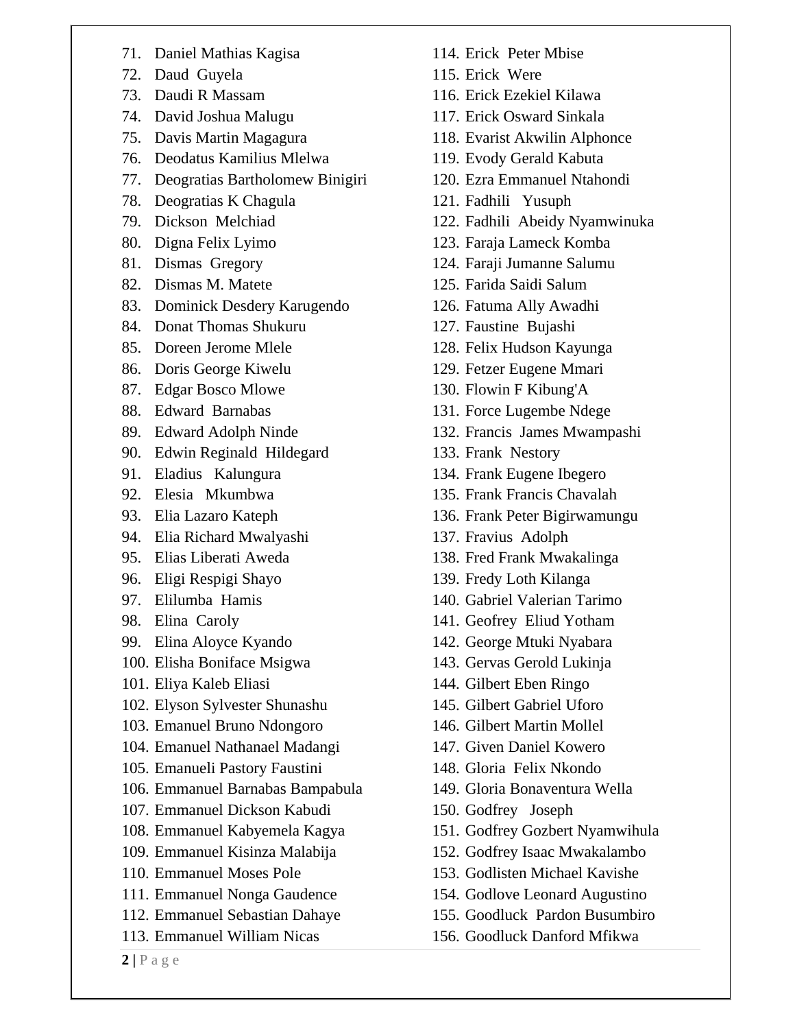71. Daniel Mathias Kagisa
72. Daud Guyela
73. Daudi R Massam
74. David Joshua Malugu
75. Davis Martin Magagura
76. Deodatus Kamilius Mlelwa
77. Deogratias Bartholomew Binigiri
78. Deogratias K Chagula
79. Dickson Melchiad
80. Digna Felix Lyimo
81. Dismas Gregory
82. Dismas M. Matete
83. Dominick Desdery Karugendo
84. Donat Thomas Shukuru
85. Doreen Jerome Mlele
86. Doris George Kiwelu
87. Edgar Bosco Mlowe
88. Edward Barnabas
89. Edward Adolph Ninde
90. Edwin Reginald Hildegard
91. Eladius Kalungura
92. Elesia Mkumbwa
93. Elia Lazaro Kateph
94. Elia Richard Mwalyashi
95. Elias Liberati Aweda
96. Eligi Respigi Shayo
97. Elilumba Hamis
98. Elina Caroly
99. Elina Aloyce Kyando
100. Elisha Boniface Msigwa
101. Eliya Kaleb Eliasi
102. Elyson Sylvester Shunashu
103. Emanuel Bruno Ndongoro
104. Emanuel Nathanael Madangi
105. Emanueli Pastory Faustini
106. Emmanuel Barnabas Bampabula
107. Emmanuel Dickson Kabudi
108. Emmanuel Kabyemela Kagya
109. Emmanuel Kisinza Malabija
110. Emmanuel Moses Pole
111. Emmanuel Nonga Gaudence
112. Emmanuel Sebastian Dahaye
113. Emmanuel William Nicas
114. Erick Peter Mbise
115. Erick Were
116. Erick Ezekiel Kilawa
117. Erick Osward Sinkala
118. Evarist Akwilin Alphonce
119. Evody Gerald Kabuta
120. Ezra Emmanuel Ntahondi
121. Fadhili Yusuph
122. Fadhili Abeidy Nyamwinuka
123. Faraja Lameck Komba
124. Faraji Jumanne Salumu
125. Farida Saidi Salum
126. Fatuma Ally Awadhi
127. Faustine Bujashi
128. Felix Hudson Kayunga
129. Fetzer Eugene Mmari
130. Flowin F Kibung'A
131. Force Lugembe Ndege
132. Francis James Mwampashi
133. Frank Nestory
134. Frank Eugene Ibegero
135. Frank Francis Chavalah
136. Frank Peter Bigirwamungu
137. Fravius Adolph
138. Fred Frank Mwakalinga
139. Fredy Loth Kilanga
140. Gabriel Valerian Tarimo
141. Geofrey Eliud Yotham
142. George Mtuki Nyabara
143. Gervas Gerold Lukinja
144. Gilbert Eben Ringo
145. Gilbert Gabriel Uforo
146. Gilbert Martin Mollel
147. Given Daniel Kowero
148. Gloria Felix Nkondo
149. Gloria Bonaventura Wella
150. Godfrey Joseph
151. Godfrey Gozbert Nyamwihula
152. Godfrey Isaac Mwakalambo
153. Godlisten Michael Kavishe
154. Godlove Leonard Augustino
155. Goodluck Pardon Busumbiro
156. Goodluck Danford Mfikwa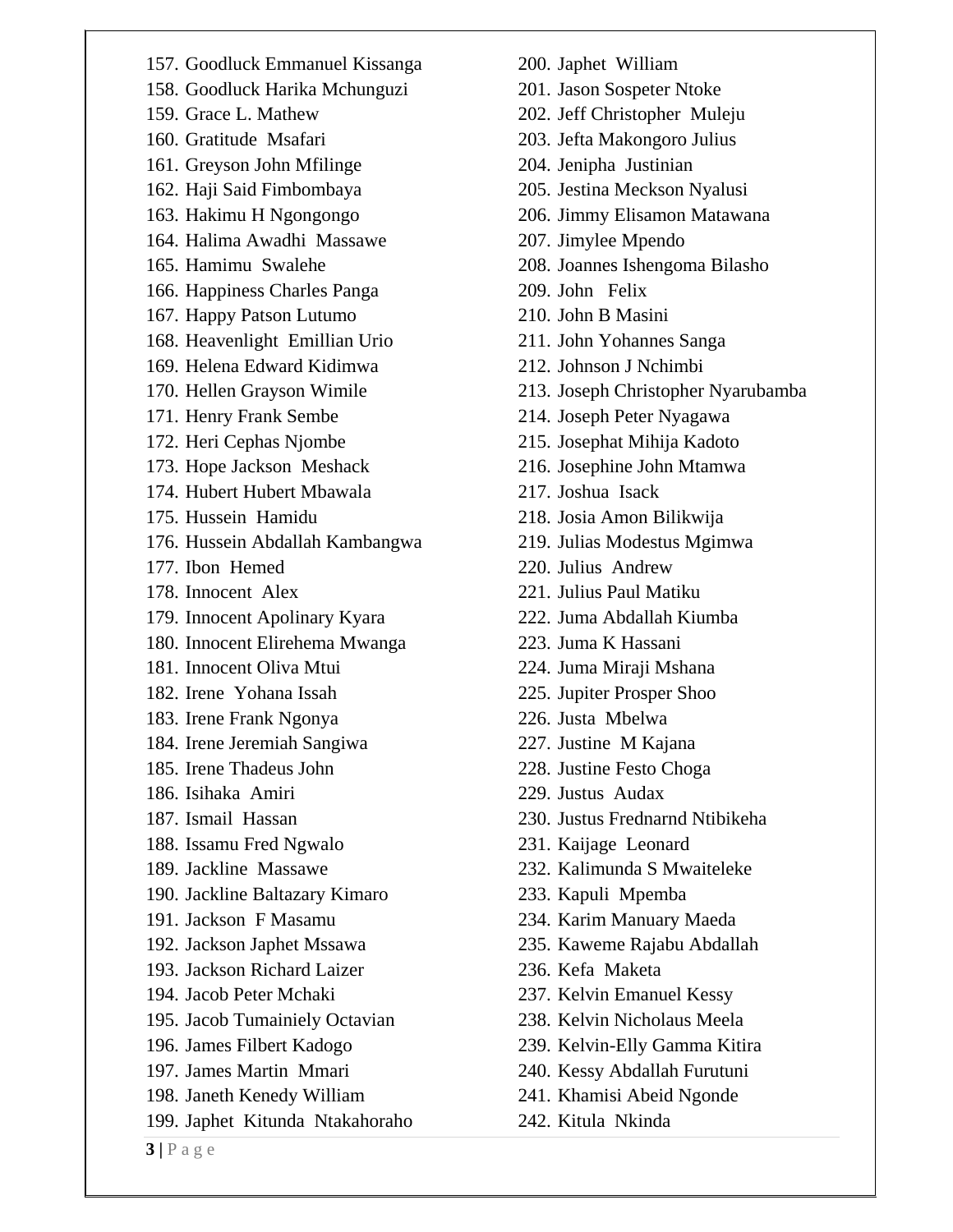157. Goodluck Emmanuel Kissanga
158. Goodluck Harika Mchunguzi
159. Grace L. Mathew
160. Gratitude Msafari
161. Greyson John Mfilinge
162. Haji Said Fimbombaya
163. Hakimu H Ngongongo
164. Halima Awadhi Massawe
165. Hamimu Swalehe
166. Happiness Charles Panga
167. Happy Patson Lutumo
168. Heavenlight Emillian Urio
169. Helena Edward Kidimwa
170. Hellen Grayson Wimile
171. Henry Frank Sembe
172. Heri Cephas Njombe
173. Hope Jackson Meshack
174. Hubert Hubert Mbawala
175. Hussein Hamidu
176. Hussein Abdallah Kambangwa
177. Ibon Hemed
178. Innocent Alex
179. Innocent Apolinary Kyara
180. Innocent Elirehema Mwanga
181. Innocent Oliva Mtui
182. Irene Yohana Issah
183. Irene Frank Ngonya
184. Irene Jeremiah Sangiwa
185. Irene Thadeus John
186. Isihaka Amiri
187. Ismail Hassan
188. Issamu Fred Ngwalo
189. Jackline Massawe
190. Jackline Baltazary Kimaro
191. Jackson F Masamu
192. Jackson Japhet Mssawa
193. Jackson Richard Laizer
194. Jacob Peter Mchaki
195. Jacob Tumainiely Octavian
196. James Filbert Kadogo
197. James Martin Mmari
198. Janeth Kenedy William
199. Japhet Kitunda Ntakahoraho
200. Japhet William
201. Jason Sospeter Ntoke
202. Jeff Christopher Muleju
203. Jefta Makongoro Julius
204. Jenipha Justinian
205. Jestina Meckson Nyalusi
206. Jimmy Elisamon Matawana
207. Jimylee Mpendo
208. Joannes Ishengoma Bilasho
209. John Felix
210. John B Masini
211. John Yohannes Sanga
212. Johnson J Nchimbi
213. Joseph Christopher Nyarubamba
214. Joseph Peter Nyagawa
215. Josephat Mihija Kadoto
216. Josephine John Mtamwa
217. Joshua Isack
218. Josia Amon Bilikwija
219. Julias Modestus Mgimwa
220. Julius Andrew
221. Julius Paul Matiku
222. Juma Abdallah Kiumba
223. Juma K Hassani
224. Juma Miraji Mshana
225. Jupiter Prosper Shoo
226. Justa Mbelwa
227. Justine M Kajana
228. Justine Festo Choga
229. Justus Audax
230. Justus Frednarnd Ntibikeha
231. Kaijage Leonard
232. Kalimunda S Mwaiteleke
233. Kapuli Mpemba
234. Karim Manuary Maeda
235. Kaweme Rajabu Abdallah
236. Kefa Maketa
237. Kelvin Emanuel Kessy
238. Kelvin Nicholaus Meela
239. Kelvin-Elly Gamma Kitira
240. Kessy Abdallah Furutuni
241. Khamisi Abeid Ngonde
242. Kitula Nkinda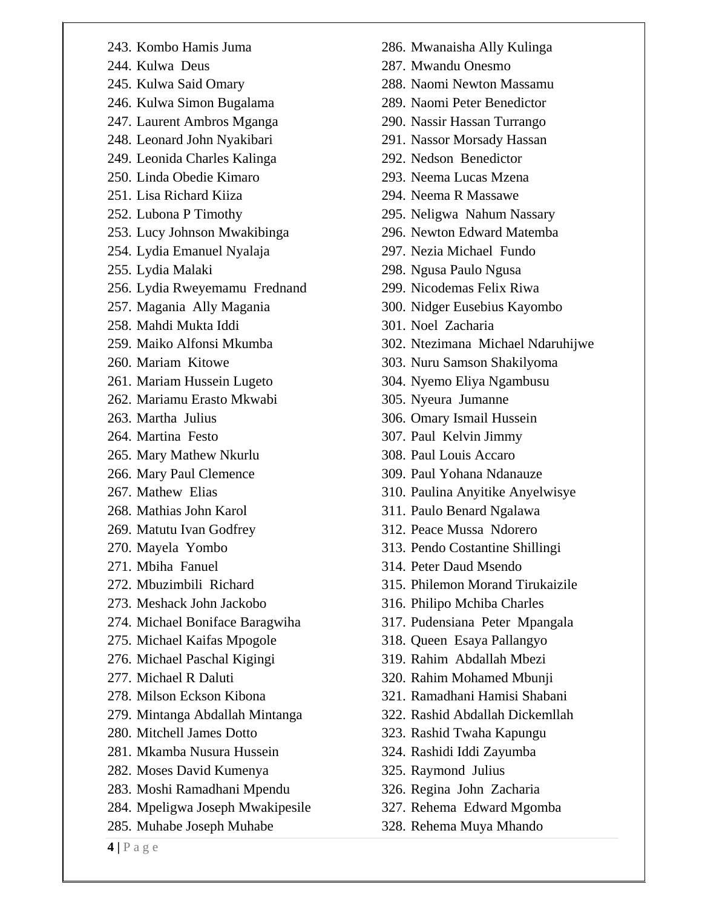243. Kombo Hamis Juma
244. Kulwa Deus
245. Kulwa Said Omary
246. Kulwa Simon Bugalama
247. Laurent Ambros Mganga
248. Leonard John Nyakibari
249. Leonida Charles Kalinga
250. Linda Obedie Kimaro
251. Lisa Richard Kiiza
252. Lubona P Timothy
253. Lucy Johnson Mwakibinga
254. Lydia Emanuel Nyalaja
255. Lydia Malaki
256. Lydia Rweyemamu Frednand
257. Magania Ally Magania
258. Mahdi Mukta Iddi
259. Maiko Alfonsi Mkumba
260. Mariam Kitowe
261. Mariam Hussein Lugeto
262. Mariamu Erasto Mkwabi
263. Martha Julius
264. Martina Festo
265. Mary Mathew Nkurlu
266. Mary Paul Clemence
267. Mathew Elias
268. Mathias John Karol
269. Matutu Ivan Godfrey
270. Mayela Yombo
271. Mbiha Fanuel
272. Mbuzimbili Richard
273. Meshack John Jackobo
274. Michael Boniface Baragwiha
275. Michael Kaifas Mpogole
276. Michael Paschal Kigingi
277. Michael R Daluti
278. Milson Eckson Kibona
279. Mintanga Abdallah Mintanga
280. Mitchell James Dotto
281. Mkamba Nusura Hussein
282. Moses David Kumenya
283. Moshi Ramadhani Mpendu
284. Mpeligwa Joseph Mwakipesile
285. Muhabe Joseph Muhabe
286. Mwanaisha Ally Kulinga
287. Mwandu Onesmo
288. Naomi Newton Massamu
289. Naomi Peter Benedictor
290. Nassir Hassan Turrango
291. Nassor Morsady Hassan
292. Nedson Benedictor
293. Neema Lucas Mzena
294. Neema R Massawe
295. Neligwa Nahum Nassary
296. Newton Edward Matemba
297. Nezia Michael Fundo
298. Ngusa Paulo Ngusa
299. Nicodemas Felix Riwa
300. Nidger Eusebius Kayombo
301. Noel Zacharia
302. Ntezimana Michael Ndaruhijwe
303. Nuru Samson Shakilyoma
304. Nyemo Eliya Ngambusu
305. Nyeura Jumanne
306. Omary Ismail Hussein
307. Paul Kelvin Jimmy
308. Paul Louis Accaro
309. Paul Yohana Ndanauze
310. Paulina Anyitike Anyelwisye
311. Paulo Benard Ngalawa
312. Peace Mussa Ndorero
313. Pendo Costantine Shillingi
314. Peter Daud Msendo
315. Philemon Morand Tirukaizile
316. Philipo Mchiba Charles
317. Pudensiana Peter Mpangala
318. Queen Esaya Pallangyo
319. Rahim Abdallah Mbezi
320. Rahim Mohamed Mbunji
321. Ramadhani Hamisi Shabani
322. Rashid Abdallah Dickemllah
323. Rashid Twaha Kapungu
324. Rashidi Iddi Zayumba
325. Raymond Julius
326. Regina John Zacharia
327. Rehema Edward Mgomba
328. Rehema Muya Mhando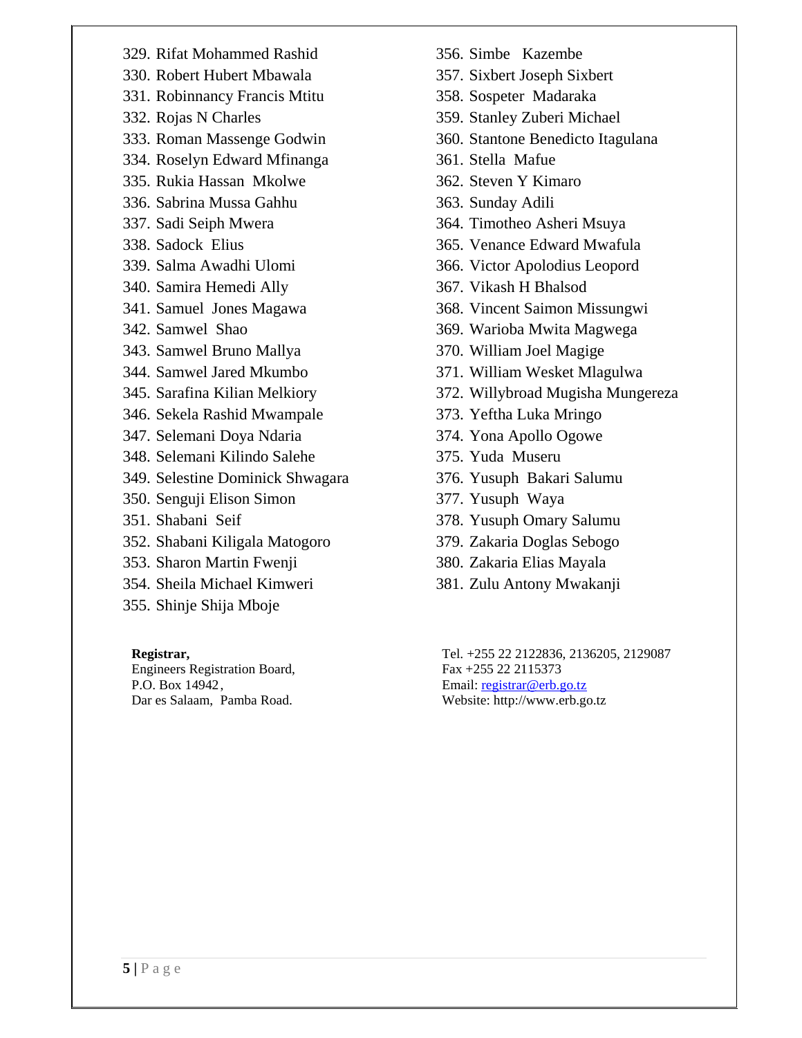329. Rifat Mohammed Rashid
330. Robert Hubert Mbawala
331. Robinnancy Francis Mtitu
332. Rojas N Charles
333. Roman Massenge Godwin
334. Roselyn Edward Mfinanga
335. Rukia Hassan Mkolwe
336. Sabrina Mussa Gahhu
337. Sadi Seiph Mwera
338. Sadock Elius
339. Salma Awadhi Ulomi
340. Samira Hemedi Ally
341. Samuel Jones Magawa
342. Samwel Shao
343. Samwel Bruno Mallya
344. Samwel Jared Mkumbo
345. Sarafina Kilian Melkiory
346. Sekela Rashid Mwampale
347. Selemani Doya Ndaria
348. Selemani Kilindo Salehe
349. Selestine Dominick Shwagara
350. Senguji Elison Simon
351. Shabani Seif
352. Shabani Kiligala Matogoro
353. Sharon Martin Fwenji
354. Sheila Michael Kimweri
355. Shinje Shija Mboje
356. Simbe Kazembe
357. Sixbert Joseph Sixbert
358. Sospeter Madaraka
359. Stanley Zuberi Michael
360. Stantone Benedicto Itagulana
361. Stella Mafue
362. Steven Y Kimaro
363. Sunday Adili
364. Timotheo Asheri Msuya
365. Venance Edward Mwafula
366. Victor Apolodius Leopord
367. Vikash H Bhalsod
368. Vincent Saimon Missungwi
369. Warioba Mwita Magwega
370. William Joel Magige
371. William Wesket Mlagulwa
372. Willybroad Mugisha Mungereza
373. Yeftha Luka Mringo
374. Yona Apollo Ogowe
375. Yuda Museru
376. Yusuph Bakari Salumu
377. Yusuph Waya
378. Yusuph Omary Salumu
379. Zakaria Doglas Sebogo
380. Zakaria Elias Mayala
381. Zulu Antony Mwakanji

**Registrar,**
Engineers Registration Board,
P.O. Box 14942,
Dar es Salaam, Pamba Road.

Tel. +255 22 2122836, 2136205, 2129087
Fax +255 22 2115373
Email: registrar@erb.go.tz
Website: http://www.erb.go.tz